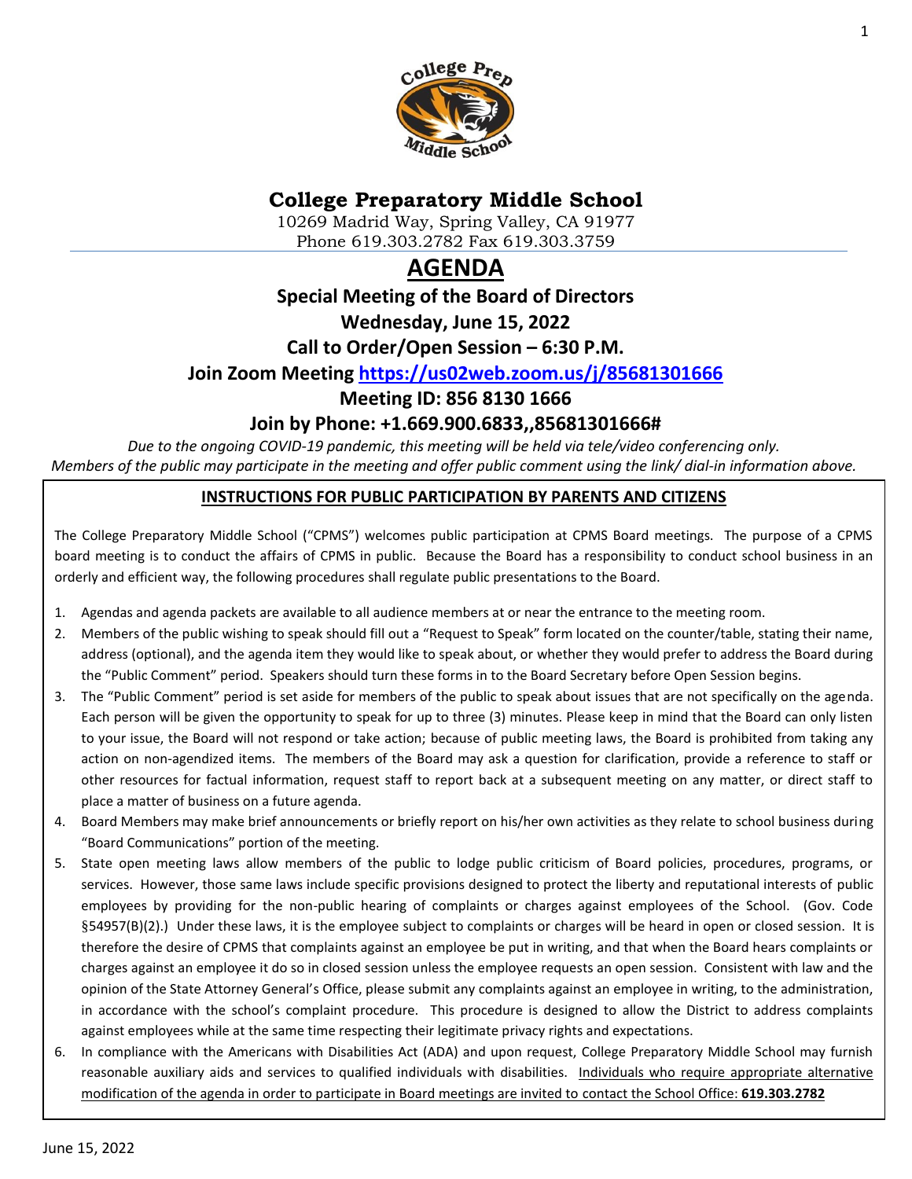# College Preparatory Middle School

10269 Madrid Way, Spring Valley, CA 91977
Phone 619.303.2782 Fax 619.303.3759

# AGENDA

## Special Meeting of the Board of Directors

## Wednesday, June 15, 2022

## Call to Order/Open Session – 6:30 P.M.

## Join Zoom Meeting [https://us02web.zoom.us/j/85681301666](https://us02web.zoom.us/j/85681301666)

## Meeting ID: 856 8130 1666

## Join by Phone: +1.669.900.6833,,85681301666#

*Due to the ongoing COVID-19 pandemic, this meeting will be held via tele/video conferencing only.*
*Members of the public may participate in the meeting and offer public comment using the link/ dial-in information above.*

**INSTRUCTIONS FOR PUBLIC PARTICIPATION BY PARENTS AND CITIZENS**

The College Preparatory Middle School ("CPMS") welcomes public participation at CPMS Board meetings. The purpose of a CPMS board meeting is to conduct the affairs of CPMS in public. Because the Board has a responsibility to conduct school business in an orderly and efficient way, the following procedures shall regulate public presentations to the Board.

1. Agendas and agenda packets are available to all audience members at or near the entrance to the meeting room.
2. Members of the public wishing to speak should fill out a "Request to Speak" form located on the counter/table, stating their name, address (optional), and the agenda item they would like to speak about, or whether they would prefer to address the Board during the "Public Comment" period. Speakers should turn these forms in to the Board Secretary before Open Session begins.
3. The "Public Comment" period is set aside for members of the public to speak about issues that are not specifically on the agenda. Each person will be given the opportunity to speak for up to three (3) minutes. Please keep in mind that the Board can only listen to your issue, the Board will not respond or take action; because of public meeting laws, the Board is prohibited from taking any action on non-agendized items. The members of the Board may ask a question for clarification, provide a reference to staff or other resources for factual information, request staff to report back at a subsequent meeting on any matter, or direct staff to place a matter of business on a future agenda.
4. Board Members may make brief announcements or briefly report on his/her own activities as they relate to school business during "Board Communications" portion of the meeting.
5. State open meeting laws allow members of the public to lodge public criticism of Board policies, procedures, programs, or services. However, those same laws include specific provisions designed to protect the liberty and reputational interests of public employees by providing for the non-public hearing of complaints or charges against employees of the School. (Gov. Code §54957(B)(2).) Under these laws, it is the employee subject to complaints or charges will be heard in open or closed session. It is therefore the desire of CPMS that complaints against an employee be put in writing, and that when the Board hears complaints or charges against an employee it do so in closed session unless the employee requests an open session. Consistent with law and the opinion of the State Attorney General's Office, please submit any complaints against an employee in writing, to the administration, in accordance with the school's complaint procedure. This procedure is designed to allow the District to address complaints against employees while at the same time respecting their legitimate privacy rights and expectations.
6. In compliance with the Americans with Disabilities Act (ADA) and upon request, College Preparatory Middle School may furnish reasonable auxiliary aids and services to qualified individuals with disabilities. Individuals who require appropriate alternative modification of the agenda in order to participate in Board meetings are invited to contact the School Office: **619.303.2782**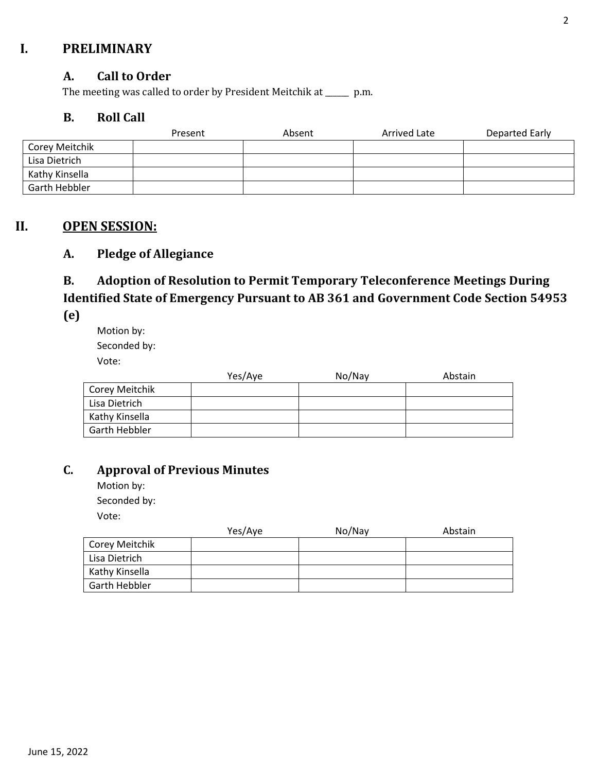# I. PRELIMINARY

## A. Call to Order

The meeting was called to order by President Meitchik at ______ p.m.

## B. Roll Call

| | Present | Absent | Arrived Late | Departed Early |
|---|---|---|---|---|
| Corey Meitchik | | | | |
| Lisa Dietrich | | | | |
| Kathy Kinsella | | | | |
| Garth Hebbler | | | | |

# II. OPEN SESSION:

## A. Pledge of Allegiance

## B. Adoption of Resolution to Permit Temporary Teleconference Meetings During Identified State of Emergency Pursuant to AB 361 and Government Code Section 54953 (e)

Motion by:

Seconded by:

Vote:

| | Yes/Aye | No/Nay | Abstain |
|---|---|---|---|
| Corey Meitchik | | | |
| Lisa Dietrich | | | |
| Kathy Kinsella | | | |
| Garth Hebbler | | | |

## C. Approval of Previous Minutes

Motion by:

Seconded by:

Vote:

| | Yes/Aye | No/Nay | Abstain |
|---|---|---|---|
| Corey Meitchik | | | |
| Lisa Dietrich | | | |
| Kathy Kinsella | | | |
| Garth Hebbler | | | |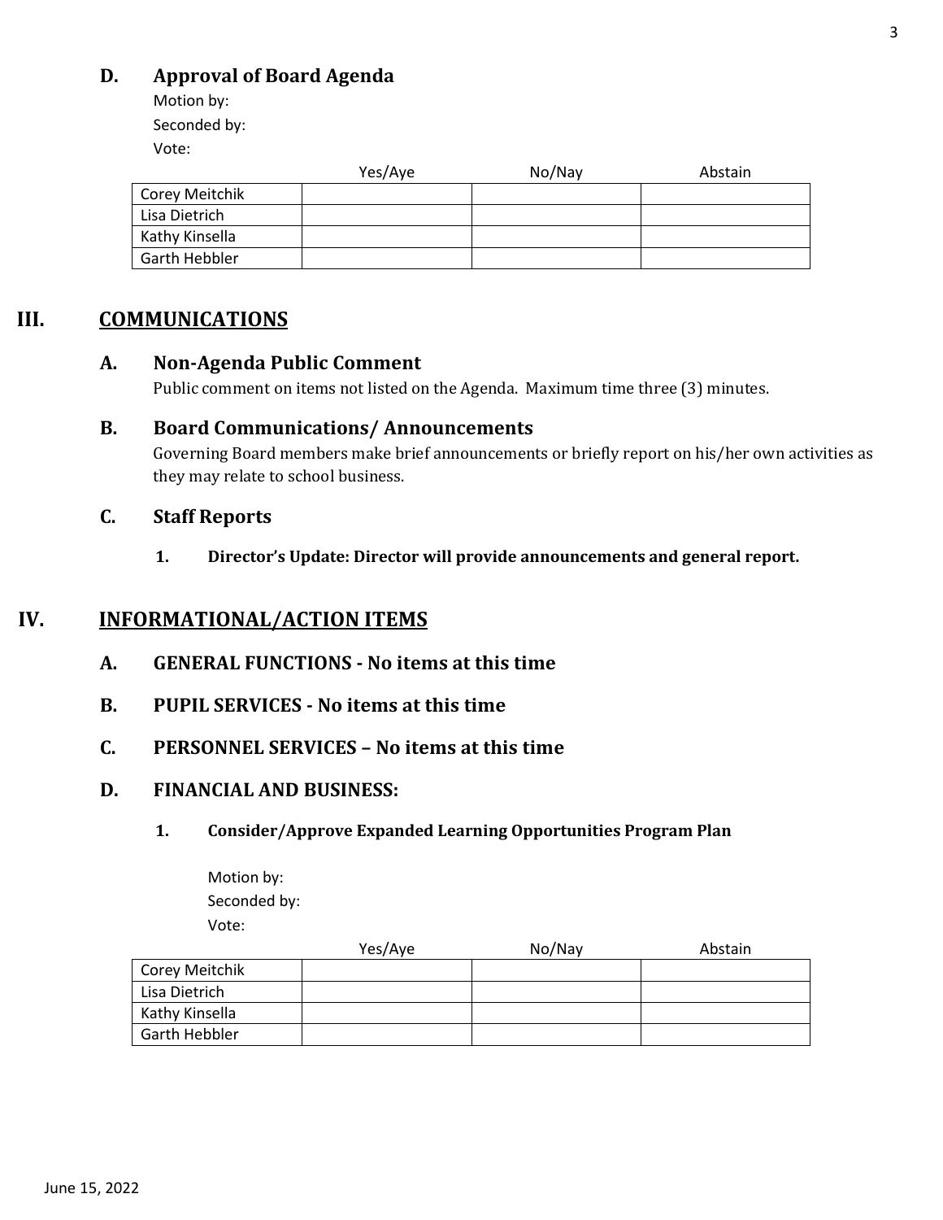### D. Approval of Board Agenda

Motion by:

Seconded by:

Vote:

| | Yes/Aye | No/Nay | Abstain |
|---|---|---|---|
| Corey Meitchik | | | |
| Lisa Dietrich | | | |
| Kathy Kinsella | | | |
| Garth Hebbler | | | |

## III. COMMUNICATIONS

### A. Non-Agenda Public Comment

Public comment on items not listed on the Agenda. Maximum time three (3) minutes.

### B. Board Communications/ Announcements

Governing Board members make brief announcements or briefly report on his/her own activities as they may relate to school business.

### C. Staff Reports

**1. Director's Update: Director will provide announcements and general report.**

## IV. INFORMATIONAL/ACTION ITEMS

### A. GENERAL FUNCTIONS - No items at this time

### B. PUPIL SERVICES - No items at this time

### C. PERSONNEL SERVICES – No items at this time

### D. FINANCIAL AND BUSINESS:

**1. Consider/Approve Expanded Learning Opportunities Program Plan**

Motion by:

Seconded by:

Vote:

| | Yes/Aye | No/Nay | Abstain |
|---|---|---|---|
| Corey Meitchik | | | |
| Lisa Dietrich | | | |
| Kathy Kinsella | | | |
| Garth Hebbler | | | |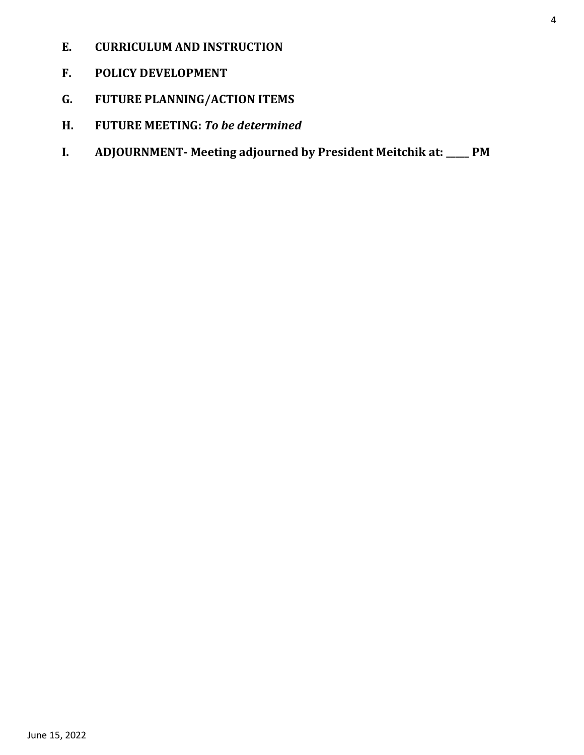**E. CURRICULUM AND INSTRUCTION**

**F. POLICY DEVELOPMENT**

**G. FUTURE PLANNING/ACTION ITEMS**

**H. FUTURE MEETING:** ***To be determined***

**I. ADJOURNMENT- Meeting adjourned by President Meitchik at: _____ PM**